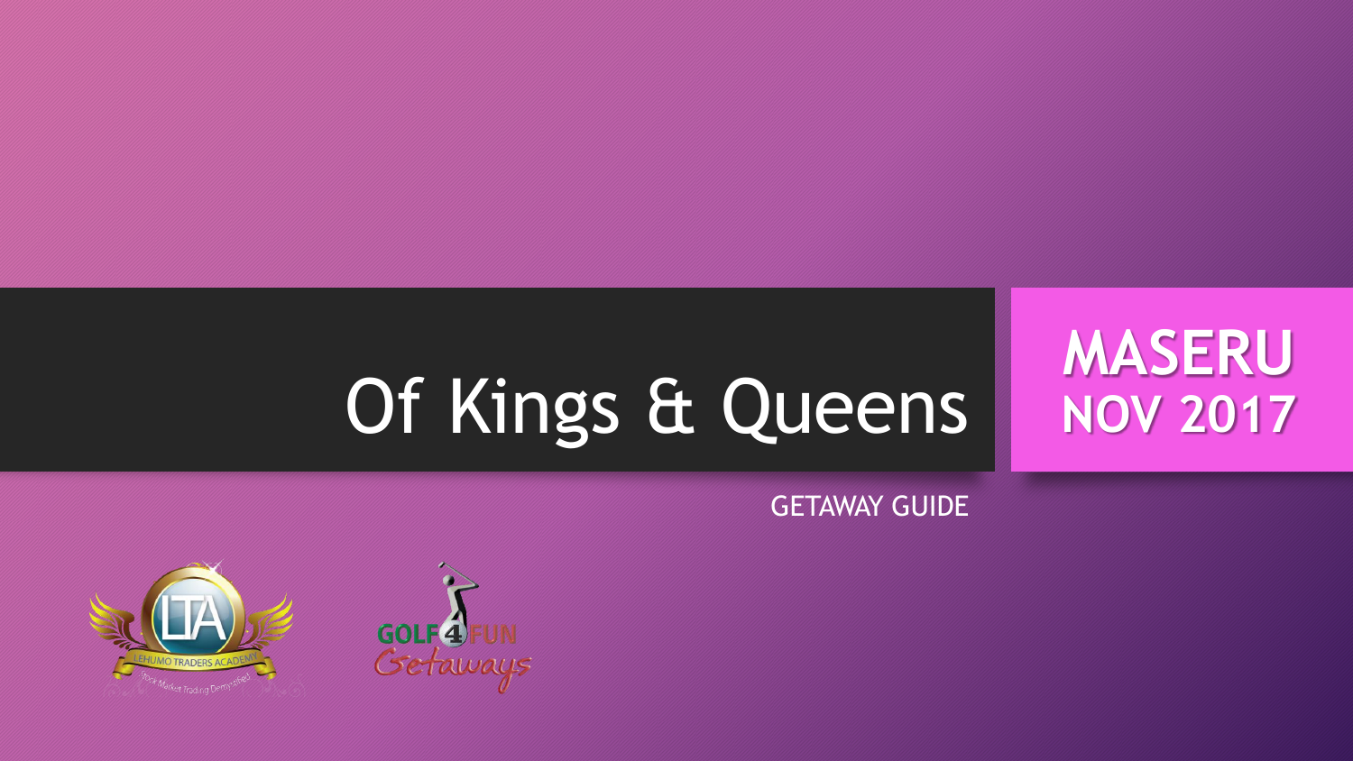# Of Kings & Queens

**MASERU**
**NOV 2017**

GETAWAY GUIDE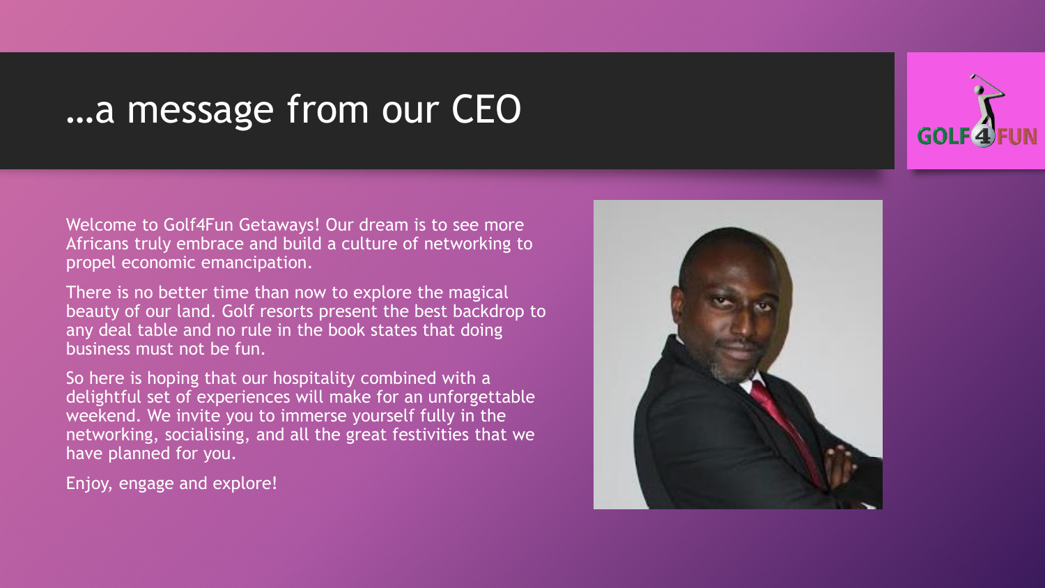# …a message from our CEO

Welcome to Golf4Fun Getaways! Our dream is to see more Africans truly embrace and build a culture of networking to propel economic emancipation.

There is no better time than now to explore the magical beauty of our land. Golf resorts present the best backdrop to any deal table and no rule in the book states that doing business must not be fun.

So here is hoping that our hospitality combined with a delightful set of experiences will make for an unforgettable weekend. We invite you to immerse yourself fully in the networking, socialising, and all the great festivities that we have planned for you.

Enjoy, engage and explore!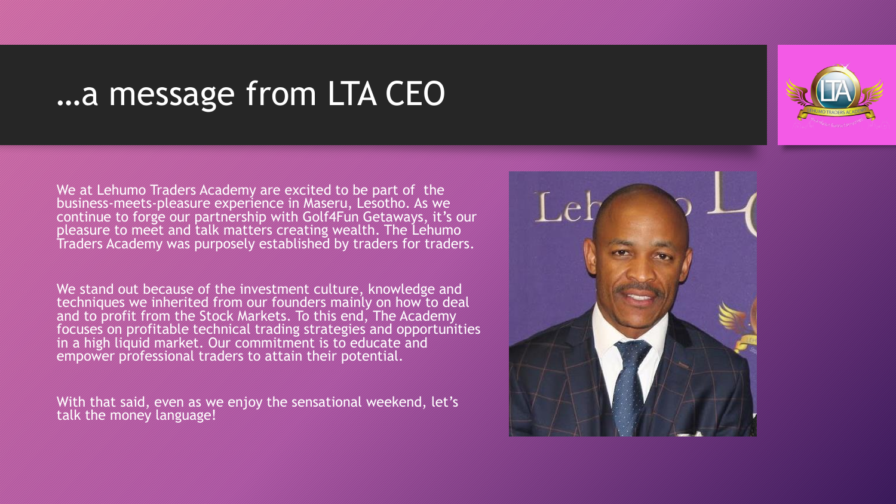# …a message from LTA CEO

We at Lehumo Traders Academy are excited to be part of the business-meets-pleasure experience in Maseru, Lesotho. As we continue to forge our partnership with Golf4Fun Getaways, it's our pleasure to meet and talk matters creating wealth. The Lehumo Traders Academy was purposely established by traders for traders.

We stand out because of the investment culture, knowledge and techniques we inherited from our founders mainly on how to deal and to profit from the Stock Markets. To this end, The Academy focuses on profitable technical trading strategies and opportunities in a high liquid market. Our commitment is to educate and empower professional traders to attain their potential.

With that said, even as we enjoy the sensational weekend, let's talk the money language!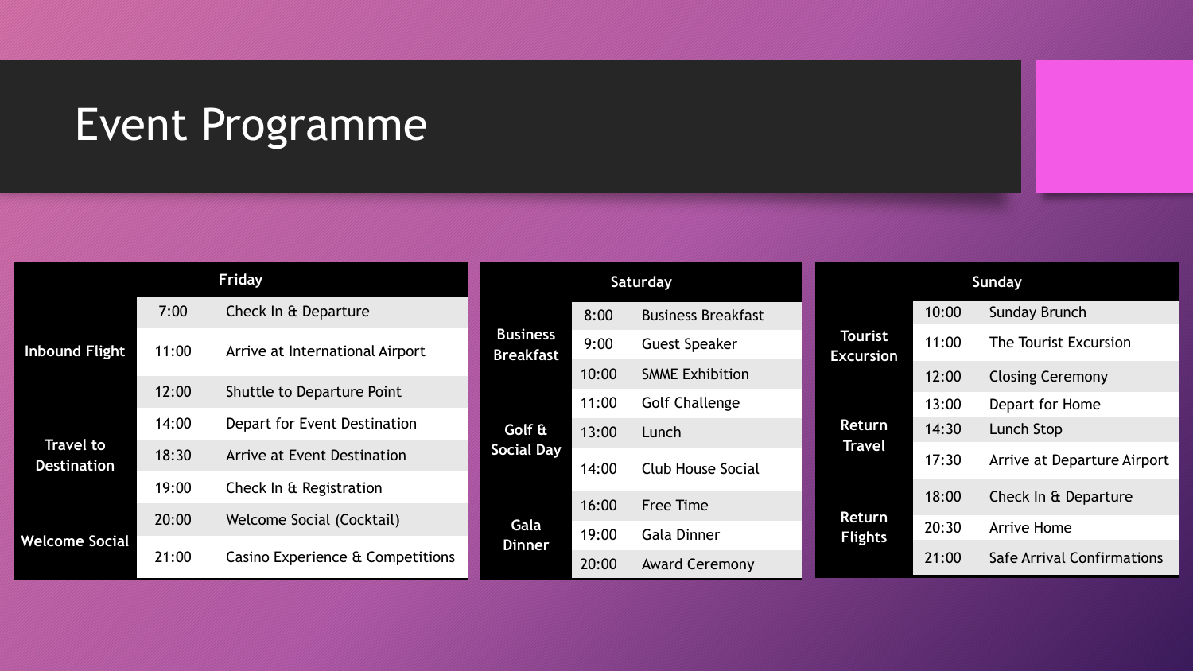# Event Programme

| Friday | | |
|---|---|---|
| Inbound Flight | 7:00 | Check In & Departure |
| | 11:00 | Arrive at International Airport |
| | 12:00 | Shuttle to Departure Point |
| Travel to Destination | 14:00 | Depart for Event Destination |
| | 18:30 | Arrive at Event Destination |
| | 19:00 | Check In & Registration |
| Welcome Social | 20:00 | Welcome Social (Cocktail) |
| | 21:00 | Casino Experience & Competitions |

| Saturday | | |
|---|---|---|
| Business Breakfast | 8:00 | Business Breakfast |
| | 9:00 | Guest Speaker |
| | 10:00 | SMME Exhibition |
| Golf & Social Day | 11:00 | Golf Challenge |
| | 13:00 | Lunch |
| | 14:00 | Club House Social |
| Gala Dinner | 16:00 | Free Time |
| | 19:00 | Gala Dinner |
| | 20:00 | Award Ceremony |

| Sunday | | |
|---|---|---|
| Tourist Excursion | 10:00 | Sunday Brunch |
| | 11:00 | The Tourist Excursion |
| | 12:00 | Closing Ceremony |
| Return Travel | 13:00 | Depart for Home |
| | 14:30 | Lunch Stop |
| | 17:30 | Arrive at Departure Airport |
| Return Flights | 18:00 | Check In & Departure |
| | 20:30 | Arrive Home |
| | 21:00 | Safe Arrival Confirmations |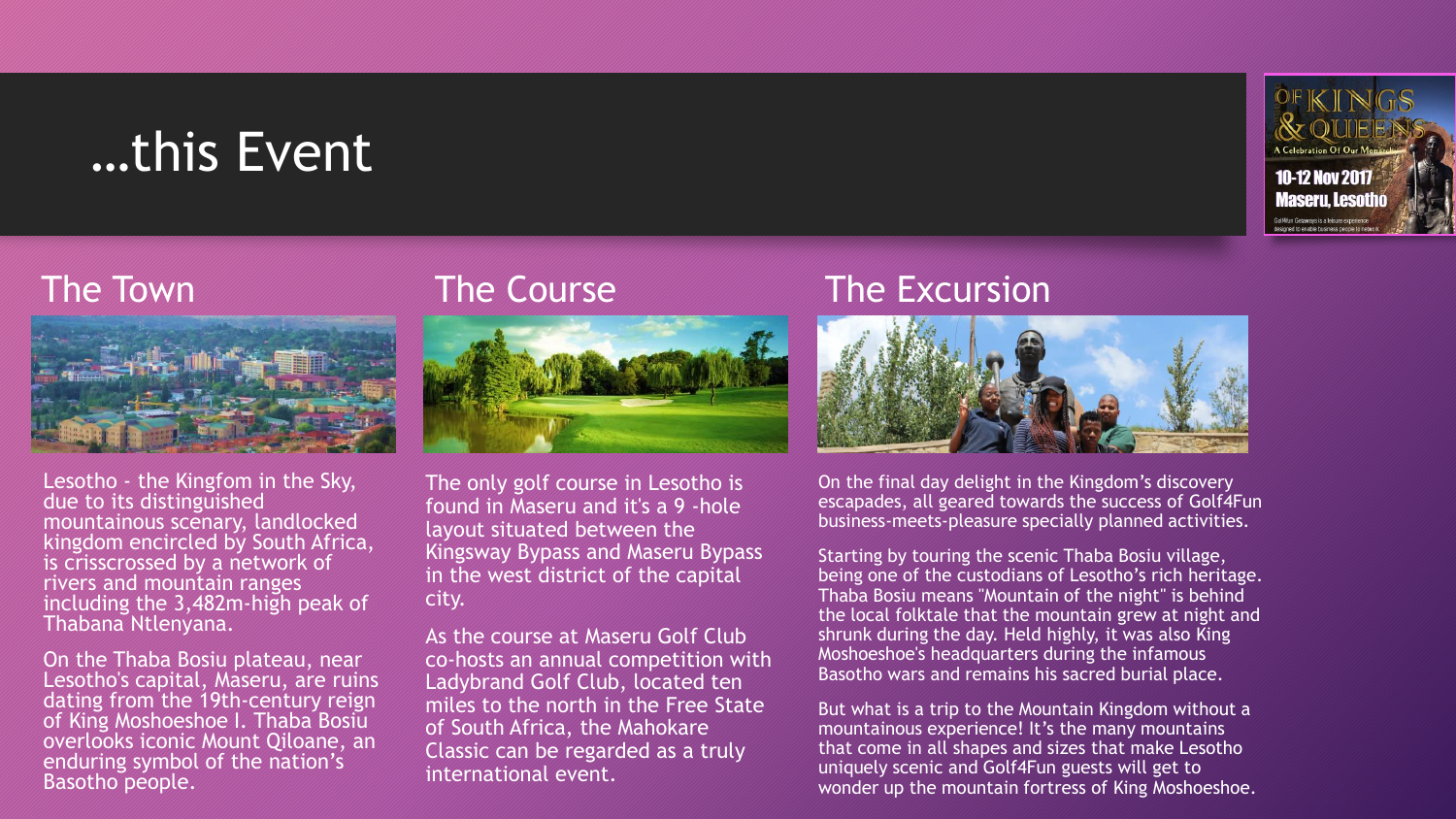# …this Event

## The Town

Lesotho - the Kingfom in the Sky, due to its distinguished mountainous scenary, landlocked kingdom encircled by South Africa, is crisscrossed by a network of rivers and mountain ranges including the 3,482m-high peak of Thabana Ntlenyana.

On the Thaba Bosiu plateau, near Lesotho's capital, Maseru, are ruins dating from the 19th-century reign of King Moshoeshoe I. Thaba Bosiu overlooks iconic Mount Qiloane, an enduring symbol of the nation's Basotho people.

## The Course

The only golf course in Lesotho is found in Maseru and it's a 9 -hole layout situated between the Kingsway Bypass and Maseru Bypass in the west district of the capital city.

As the course at Maseru Golf Club co-hosts an annual competition with Ladybrand Golf Club, located ten miles to the north in the Free State of South Africa, the Mahokare Classic can be regarded as a truly international event.

## The Excursion

On the final day delight in the Kingdom's discovery escapades, all geared towards the success of Golf4Fun business-meets-pleasure specially planned activities.

Starting by touring the scenic Thaba Bosiu village, being one of the custodians of Lesotho's rich heritage. Thaba Bosiu means "Mountain of the night" is behind the local folktale that the mountain grew at night and shrunk during the day. Held highly, it was also King Moshoeshoe's headquarters during the infamous Basotho wars and remains his sacred burial place.

But what is a trip to the Mountain Kingdom without a mountainous experience! It's the many mountains that come in all shapes and sizes that make Lesotho uniquely scenic and Golf4Fun guests will get to wonder up the mountain fortress of King Moshoeshoe.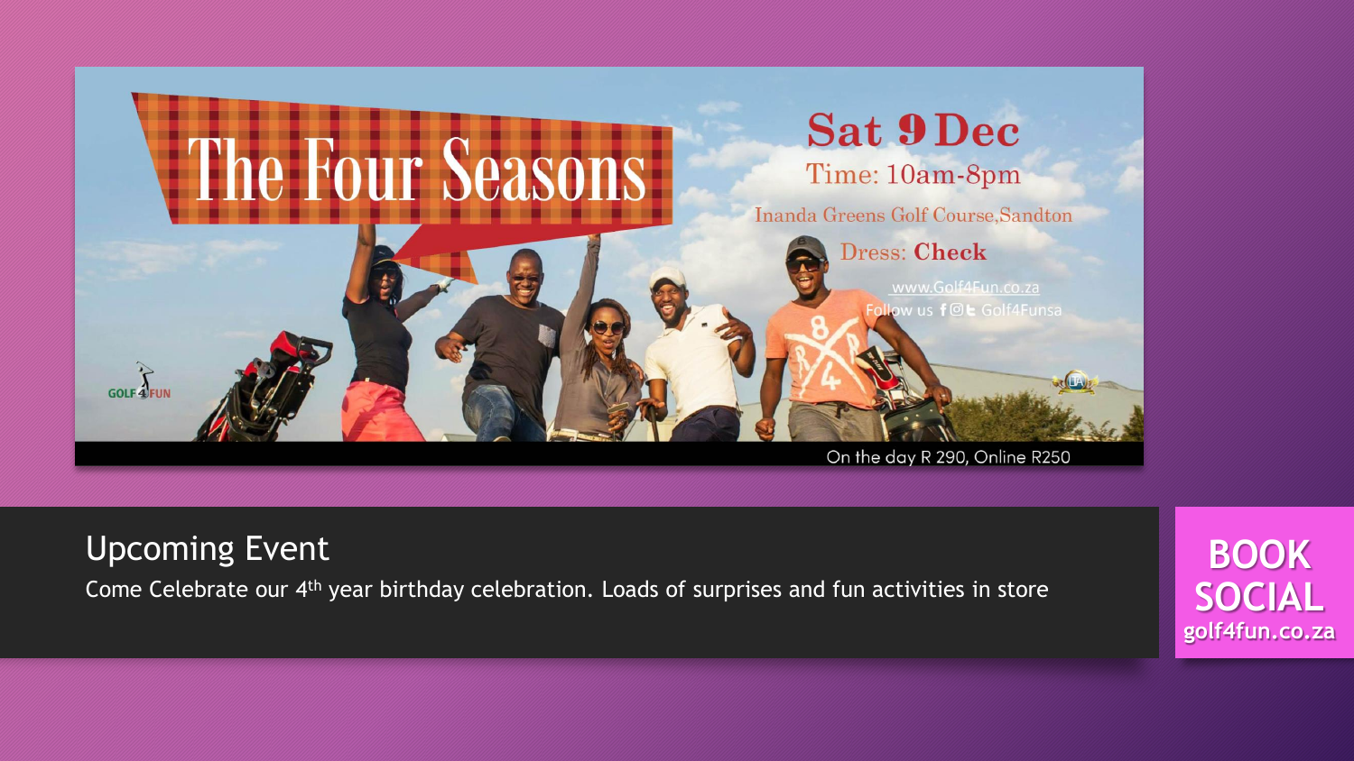The Four Seasons

Sat 9 Dec

Time: 10am-8pm

Inanda Greens Golf Course,Sandton

Dress: **Check**

www.Golf4Fun.co.za

Follow us Golf4Funsa

GOLF4FUN

On the day R 290, Online R250

## Upcoming Event

Come Celebrate our 4th year birthday celebration. Loads of surprises and fun activities in store

**BOOK SOCIAL**

**golf4fun.co.za**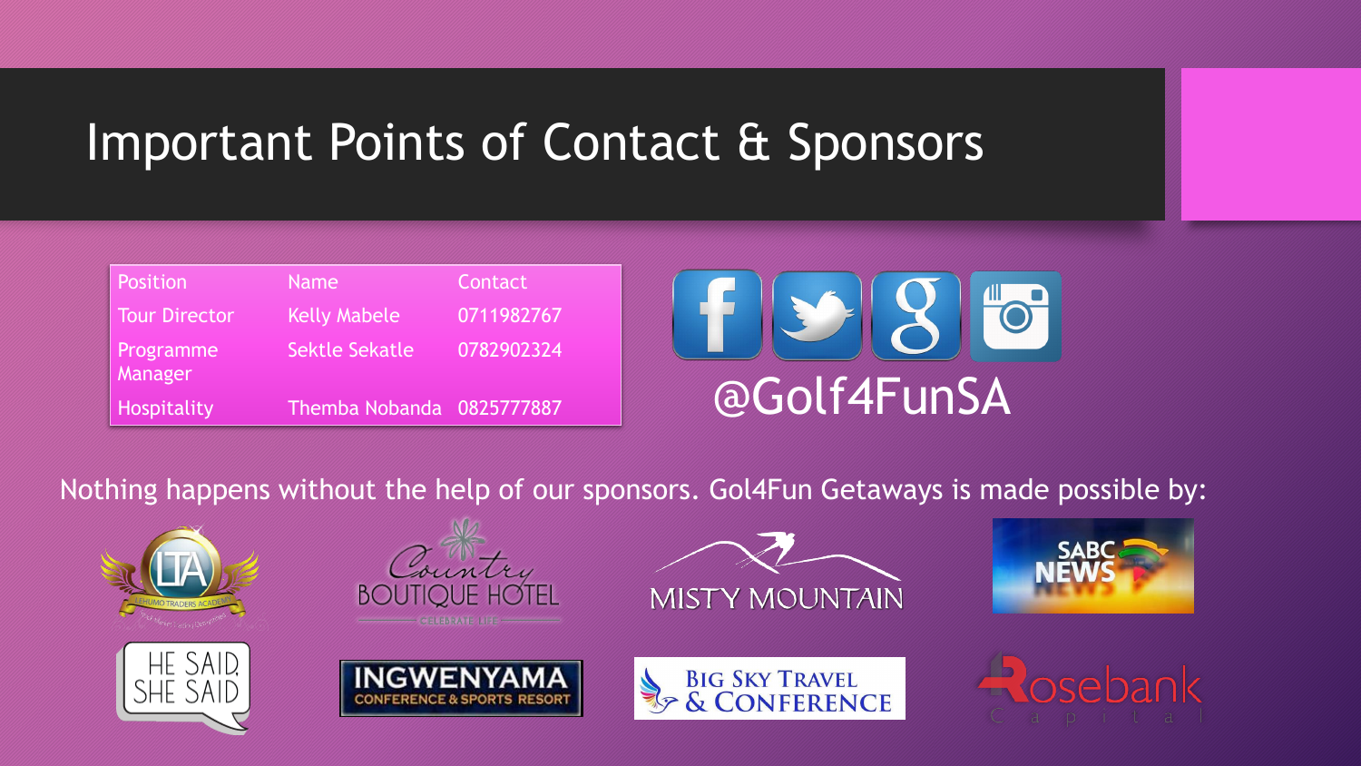# Important Points of Contact & Sponsors

| Position | Name | Contact |
| --- | --- | --- |
| Tour Director | Kelly Mabele | 0711982767 |
| Programme Manager | Sektle Sekatle | 0782902324 |
| Hospitality | Themba Nobanda | 0825777887 |

@Golf4FunSA

Nothing happens without the help of our sponsors. Gol4Fun Getaways is made possible by: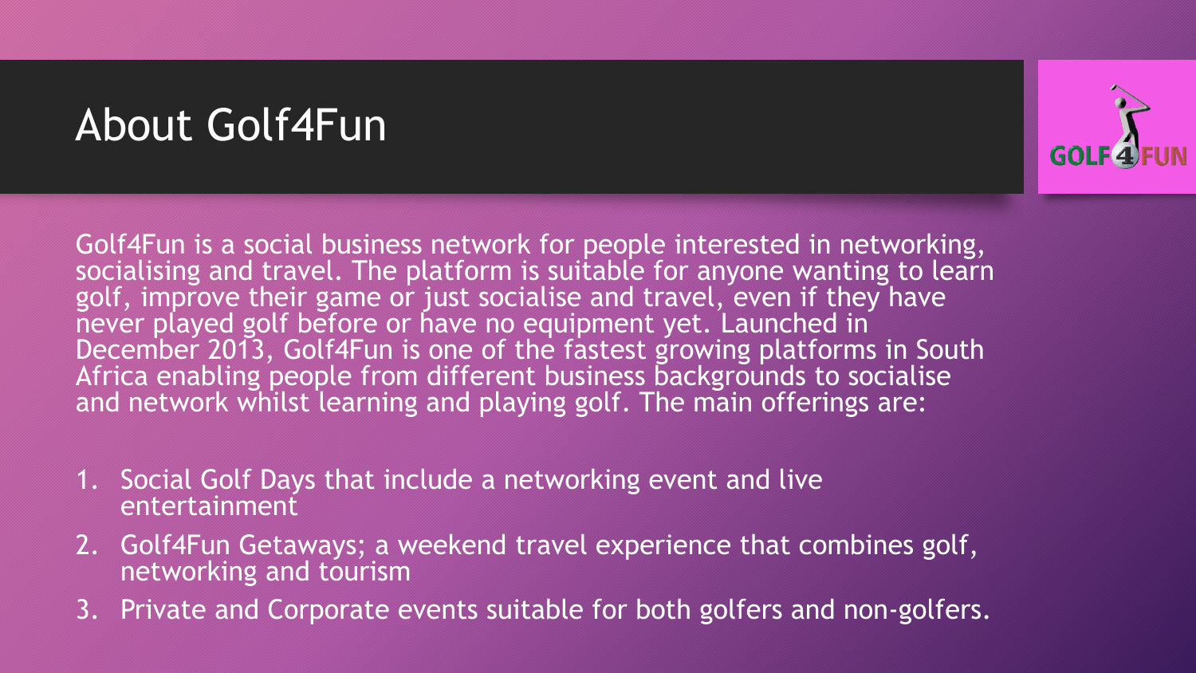# About Golf4Fun

Golf4Fun is a social business network for people interested in networking, socialising and travel. The platform is suitable for anyone wanting to learn golf, improve their game or just socialise and travel, even if they have never played golf before or have no equipment yet. Launched in December 2013, Golf4Fun is one of the fastest growing platforms in South Africa enabling people from different business backgrounds to socialise and network whilst learning and playing golf. The main offerings are:

1. Social Golf Days that include a networking event and live entertainment
2. Golf4Fun Getaways; a weekend travel experience that combines golf, networking and tourism
3. Private and Corporate events suitable for both golfers and non-golfers.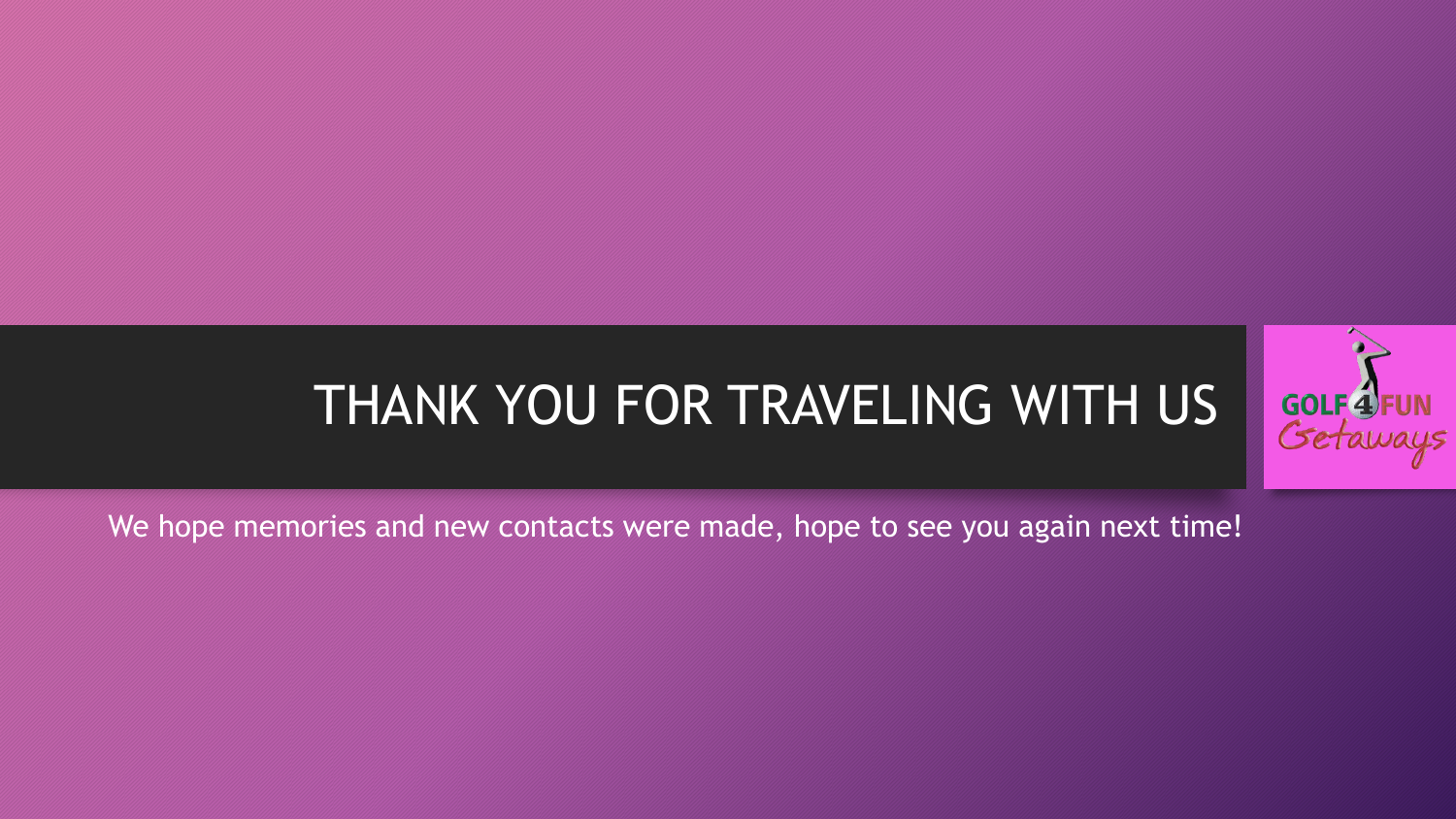# THANK YOU FOR TRAVELING WITH US

We hope memories and new contacts were made, hope to see you again next time!